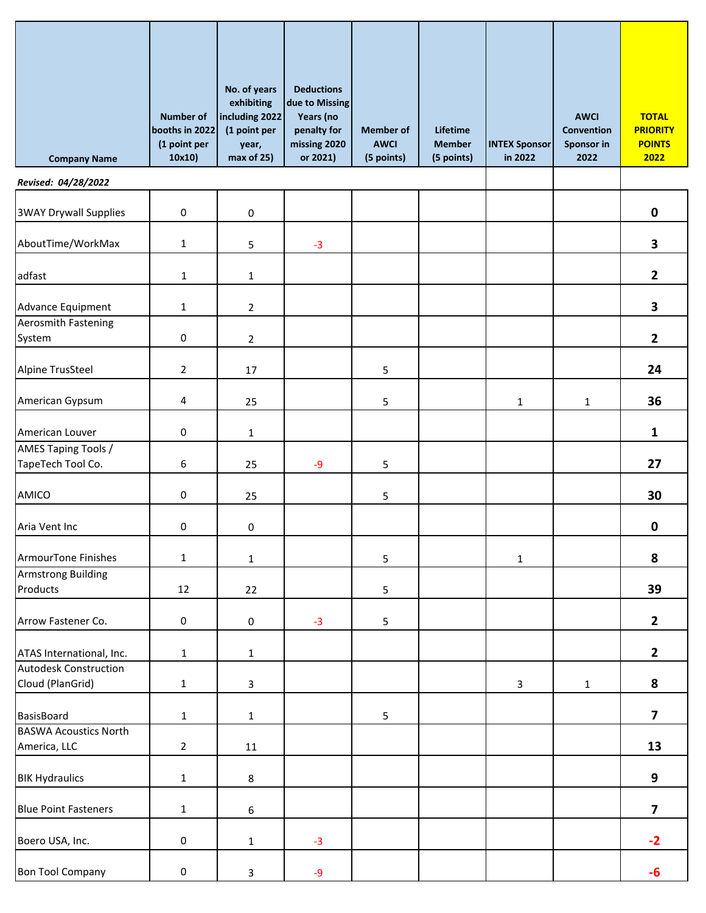| Company Name | Number of booths in 2022 (1 point per 10x10) | No. of years exhibiting including 2022 (1 point per year, max of 25) | Deductions due to Missing Years (no penalty for missing 2020 or 2021) | Member of AWCI (5 points) | Lifetime Member (5 points) | INTEX Sponsor in 2022 | AWCI Convention Sponsor in 2022 | TOTAL PRIORITY POINTS 2022 |
|---|---|---|---|---|---|---|---|---|
| *Revised: 04/28/2022* | | | | | | | | |
| 3WAY Drywall Supplies | 0 | 0 | | | | | | **0** |
| AboutTime/WorkMax | 1 | 5 | -3 | | | | | **3** |
| adfast | 1 | 1 | | | | | | **2** |
| Advance Equipment | 1 | 2 | | | | | | **3** |
| Aerosmith Fastening System | 0 | 2 | | | | | | **2** |
| Alpine TrusSteel | 2 | 17 | | 5 | | | | **24** |
| American Gypsum | 4 | 25 | | 5 | | 1 | 1 | **36** |
| American Louver | 0 | 1 | | | | | | **1** |
| AMES Taping Tools / TapeTech Tool Co. | 6 | 25 | -9 | 5 | | | | **27** |
| AMICO | 0 | 25 | | 5 | | | | **30** |
| Aria Vent Inc | 0 | 0 | | | | | | **0** |
| ArmourTone Finishes | 1 | 1 | | 5 | | 1 | | **8** |
| Armstrong Building Products | 12 | 22 | | 5 | | | | **39** |
| Arrow Fastener Co. | 0 | 0 | -3 | 5 | | | | **2** |
| ATAS International, Inc. | 1 | 1 | | | | | | **2** |
| Autodesk Construction Cloud (PlanGrid) | 1 | 3 | | | | 3 | 1 | **8** |
| BasisBoard | 1 | 1 | | 5 | | | | **7** |
| BASWA Acoustics North America, LLC | 2 | 11 | | | | | | **13** |
| BIK Hydraulics | 1 | 8 | | | | | | **9** |
| Blue Point Fasteners | 1 | 6 | | | | | | **7** |
| Boero USA, Inc. | 0 | 1 | -3 | | | | | **-2** |
| Bon Tool Company | 0 | 3 | -9 | | | | | **-6** |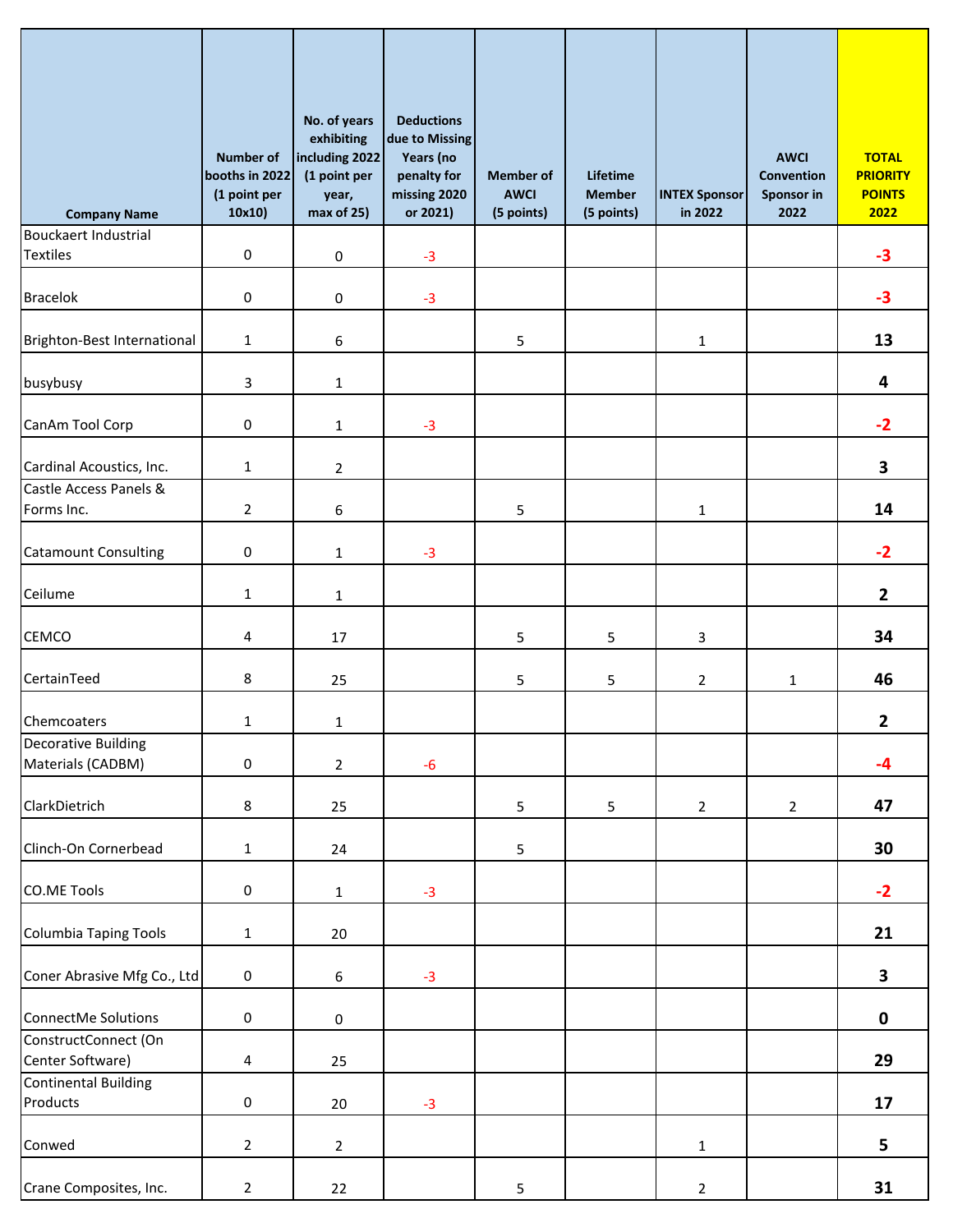| Company Name | Number of booths in 2022 (1 point per 10x10) | No. of years exhibiting including 2022 (1 point per year, max of 25) | Deductions due to Missing Years (no penalty for missing 2020 or 2021) | Member of AWCI (5 points) | Lifetime Member (5 points) | INTEX Sponsor in 2022 | AWCI Convention Sponsor in 2022 | TOTAL PRIORITY POINTS 2022 |
|---|---|---|---|---|---|---|---|---|
| Bouckaert Industrial Textiles | 0 | 0 | -3 | | | | | -3 |
| Bracelok | 0 | 0 | -3 | | | | | -3 |
| Brighton-Best International | 1 | 6 | | 5 | | 1 | | 13 |
| busybusy | 3 | 1 | | | | | | 4 |
| CanAm Tool Corp | 0 | 1 | -3 | | | | | -2 |
| Cardinal Acoustics, Inc. | 1 | 2 | | | | | | 3 |
| Castle Access Panels & Forms Inc. | 2 | 6 | | 5 | | 1 | | 14 |
| Catamount Consulting | 0 | 1 | -3 | | | | | -2 |
| Ceilume | 1 | 1 | | | | | | 2 |
| CEMCO | 4 | 17 | | 5 | 5 | 3 | | 34 |
| CertainTeed | 8 | 25 | | 5 | 5 | 2 | 1 | 46 |
| Chemcoaters | 1 | 1 | | | | | | 2 |
| Decorative Building Materials (CADBM) | 0 | 2 | -6 | | | | | -4 |
| ClarkDietrich | 8 | 25 | | 5 | 5 | 2 | 2 | 47 |
| Clinch-On Cornerbead | 1 | 24 | | 5 | | | | 30 |
| CO.ME Tools | 0 | 1 | -3 | | | | | -2 |
| Columbia Taping Tools | 1 | 20 | | | | | | 21 |
| Coner Abrasive Mfg Co., Ltd | 0 | 6 | -3 | | | | | 3 |
| ConnectMe Solutions | 0 | 0 | | | | | | 0 |
| ConstructConnect (On Center Software) | 4 | 25 | | | | | | 29 |
| Continental Building Products | 0 | 20 | -3 | | | | | 17 |
| Conwed | 2 | 2 | | | | 1 | | 5 |
| Crane Composites, Inc. | 2 | 22 | | 5 | | 2 | | 31 |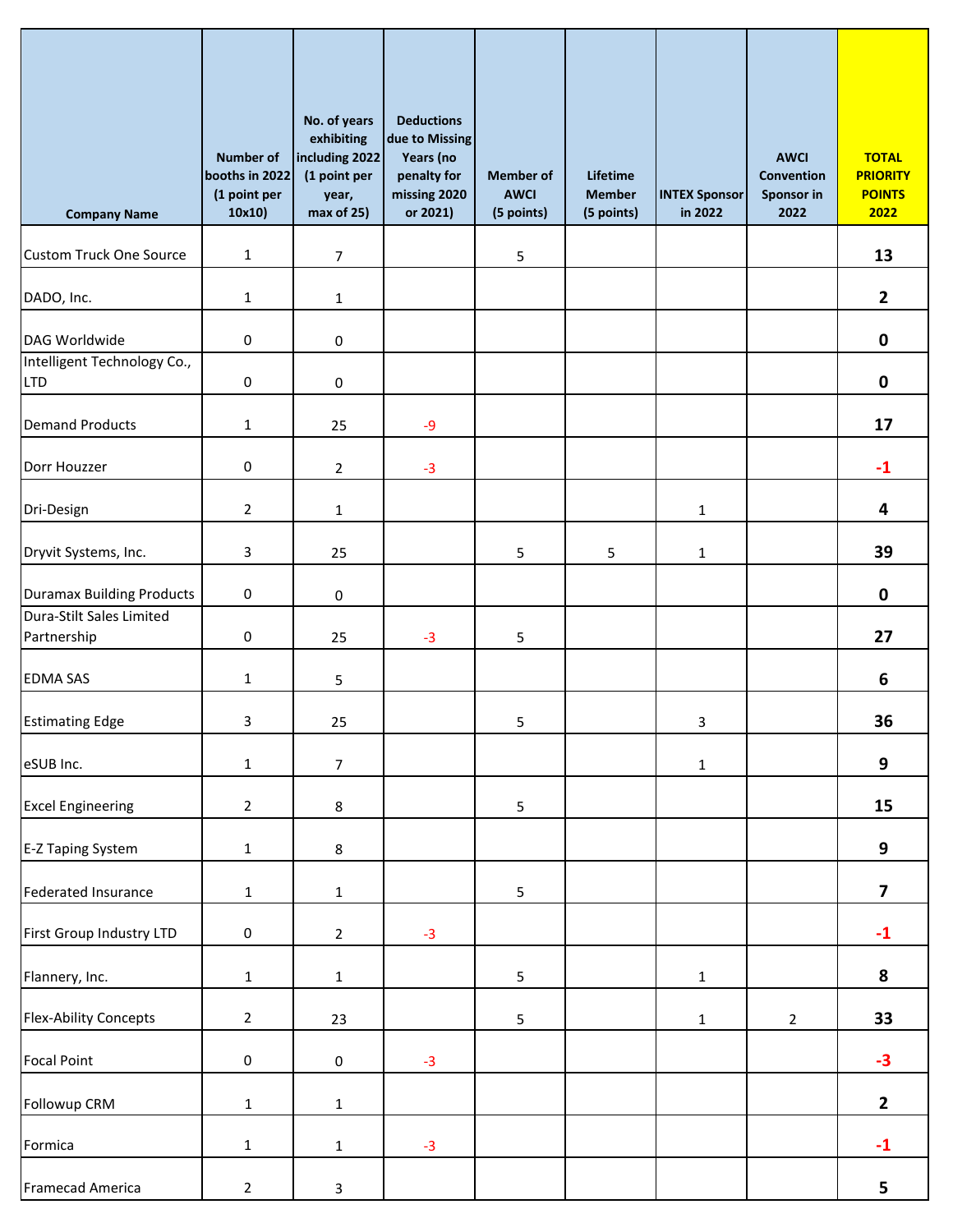| Company Name | Number of booths in 2022 (1 point per 10x10) | No. of years exhibiting including 2022 (1 point per year, max of 25) | Deductions due to Missing Years (no penalty for missing 2020 or 2021) | Member of AWCI (5 points) | Lifetime Member (5 points) | INTEX Sponsor in 2022 | AWCI Convention Sponsor in 2022 | TOTAL PRIORITY POINTS 2022 |
|---|---|---|---|---|---|---|---|---|
| Custom Truck One Source | 1 | 7 | | 5 | | | | **13** |
| DADO, Inc. | 1 | 1 | | | | | | **2** |
| DAG Worldwide | 0 | 0 | | | | | | **0** |
| Intelligent Technology Co., LTD | 0 | 0 | | | | | | **0** |
| Demand Products | 1 | 25 | -9 | | | | | **17** |
| Dorr Houzzer | 0 | 2 | -3 | | | | | **-1** |
| Dri-Design | 2 | 1 | | | | 1 | | **4** |
| Dryvit Systems, Inc. | 3 | 25 | | 5 | 5 | 1 | | **39** |
| Duramax Building Products | 0 | 0 | | | | | | **0** |
| Dura-Stilt Sales Limited Partnership | 0 | 25 | -3 | 5 | | | | **27** |
| EDMA SAS | 1 | 5 | | | | | | **6** |
| Estimating Edge | 3 | 25 | | 5 | | 3 | | **36** |
| eSUB Inc. | 1 | 7 | | | | 1 | | **9** |
| Excel Engineering | 2 | 8 | | 5 | | | | **15** |
| E-Z Taping System | 1 | 8 | | | | | | **9** |
| Federated Insurance | 1 | 1 | | 5 | | | | **7** |
| First Group Industry LTD | 0 | 2 | -3 | | | | | **-1** |
| Flannery, Inc. | 1 | 1 | | 5 | | 1 | | **8** |
| Flex-Ability Concepts | 2 | 23 | | 5 | | 1 | 2 | **33** |
| Focal Point | 0 | 0 | -3 | | | | | **-3** |
| Followup CRM | 1 | 1 | | | | | | **2** |
| Formica | 1 | 1 | -3 | | | | | **-1** |
| Framecad America | 2 | 3 | | | | | | **5** |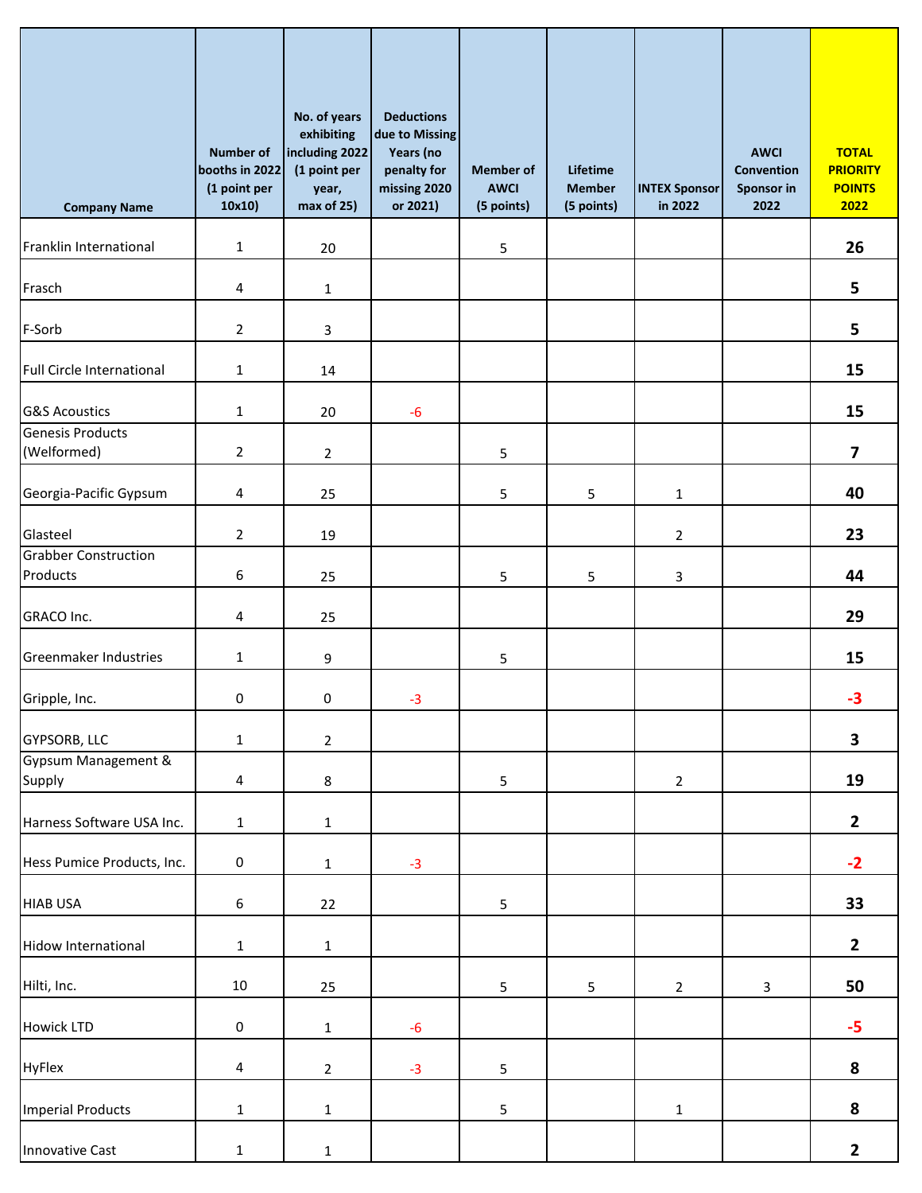| Company Name | Number of booths in 2022 (1 point per 10x10) | No. of years exhibiting including 2022 (1 point per year, max of 25) | Deductions due to Missing Years (no penalty for missing 2020 or 2021) | Member of AWCI (5 points) | Lifetime Member (5 points) | INTEX Sponsor in 2022 | AWCI Convention Sponsor in 2022 | TOTAL PRIORITY POINTS 2022 |
|---|---|---|---|---|---|---|---|---|
| Franklin International | 1 | 20 | | 5 | | | | **26** |
| Frasch | 4 | 1 | | | | | | **5** |
| F-Sorb | 2 | 3 | | | | | | **5** |
| Full Circle International | 1 | 14 | | | | | | **15** |
| G&S Acoustics | 1 | 20 | -6 | | | | | **15** |
| Genesis Products (Welformed) | 2 | 2 | | 5 | | | | **7** |
| Georgia-Pacific Gypsum | 4 | 25 | | 5 | 5 | 1 | | **40** |
| Glasteel | 2 | 19 | | | | 2 | | **23** |
| Grabber Construction Products | 6 | 25 | | 5 | 5 | 3 | | **44** |
| GRACO Inc. | 4 | 25 | | | | | | **29** |
| Greenmaker Industries | 1 | 9 | | 5 | | | | **15** |
| Gripple, Inc. | 0 | 0 | -3 | | | | | **-3** |
| GYPSORB, LLC | 1 | 2 | | | | | | **3** |
| Gypsum Management & Supply | 4 | 8 | | 5 | | 2 | | **19** |
| Harness Software USA Inc. | 1 | 1 | | | | | | **2** |
| Hess Pumice Products, Inc. | 0 | 1 | -3 | | | | | **-2** |
| HIAB USA | 6 | 22 | | 5 | | | | **33** |
| Hidow International | 1 | 1 | | | | | | **2** |
| Hilti, Inc. | 10 | 25 | | 5 | 5 | 2 | 3 | **50** |
| Howick LTD | 0 | 1 | -6 | | | | | **-5** |
| HyFlex | 4 | 2 | -3 | 5 | | | | **8** |
| Imperial Products | 1 | 1 | | 5 | | 1 | | **8** |
| Innovative Cast | 1 | 1 | | | | | | **2** |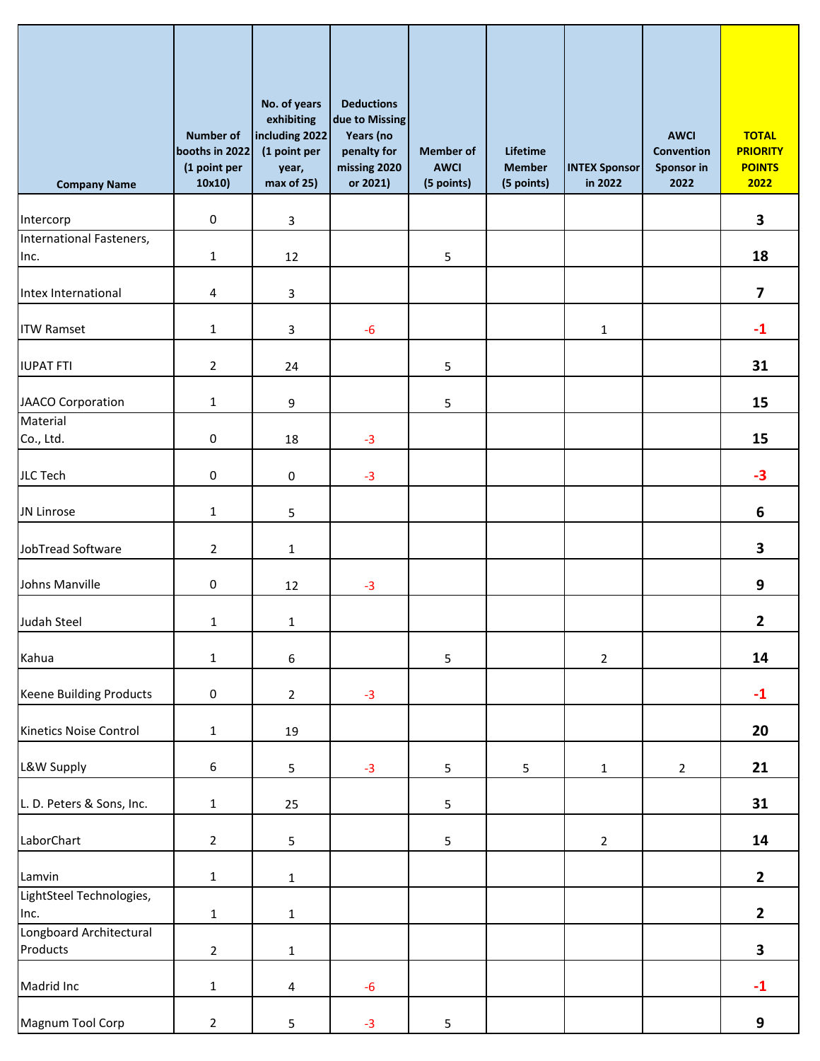| Company Name | Number of booths in 2022 (1 point per 10x10) | No. of years exhibiting including 2022 (1 point per year, max of 25) | Deductions due to Missing Years (no penalty for missing 2020 or 2021) | Member of AWCI (5 points) | Lifetime Member (5 points) | INTEX Sponsor in 2022 | AWCI Convention Sponsor in 2022 | TOTAL PRIORITY POINTS 2022 |
|---|---|---|---|---|---|---|---|---|
| Intercorp | 0 | 3 | | | | | | **3** |
| International Fasteners, Inc. | 1 | 12 | | 5 | | | | **18** |
| Intex International | 4 | 3 | | | | | | **7** |
| ITW Ramset | 1 | 3 | -6 | | | 1 | | **-1** |
| IUPAT FTI | 2 | 24 | | 5 | | | | **31** |
| JAACO Corporation | 1 | 9 | | 5 | | | | **15** |
| Material Co., Ltd. | 0 | 18 | -3 | | | | | **15** |
| JLC Tech | 0 | 0 | -3 | | | | | **-3** |
| JN Linrose | 1 | 5 | | | | | | **6** |
| JobTread Software | 2 | 1 | | | | | | **3** |
| Johns Manville | 0 | 12 | -3 | | | | | **9** |
| Judah Steel | 1 | 1 | | | | | | **2** |
| Kahua | 1 | 6 | | 5 | | 2 | | **14** |
| Keene Building Products | 0 | 2 | -3 | | | | | **-1** |
| Kinetics Noise Control | 1 | 19 | | | | | | **20** |
| L&W Supply | 6 | 5 | -3 | 5 | 5 | 1 | 2 | **21** |
| L. D. Peters & Sons, Inc. | 1 | 25 | | 5 | | | | **31** |
| LaborChart | 2 | 5 | | 5 | | 2 | | **14** |
| Lamvin | 1 | 1 | | | | | | **2** |
| LightSteel Technologies, Inc. | 1 | 1 | | | | | | **2** |
| Longboard Architectural Products | 2 | 1 | | | | | | **3** |
| Madrid Inc | 1 | 4 | -6 | | | | | **-1** |
| Magnum Tool Corp | 2 | 5 | -3 | 5 | | | | **9** |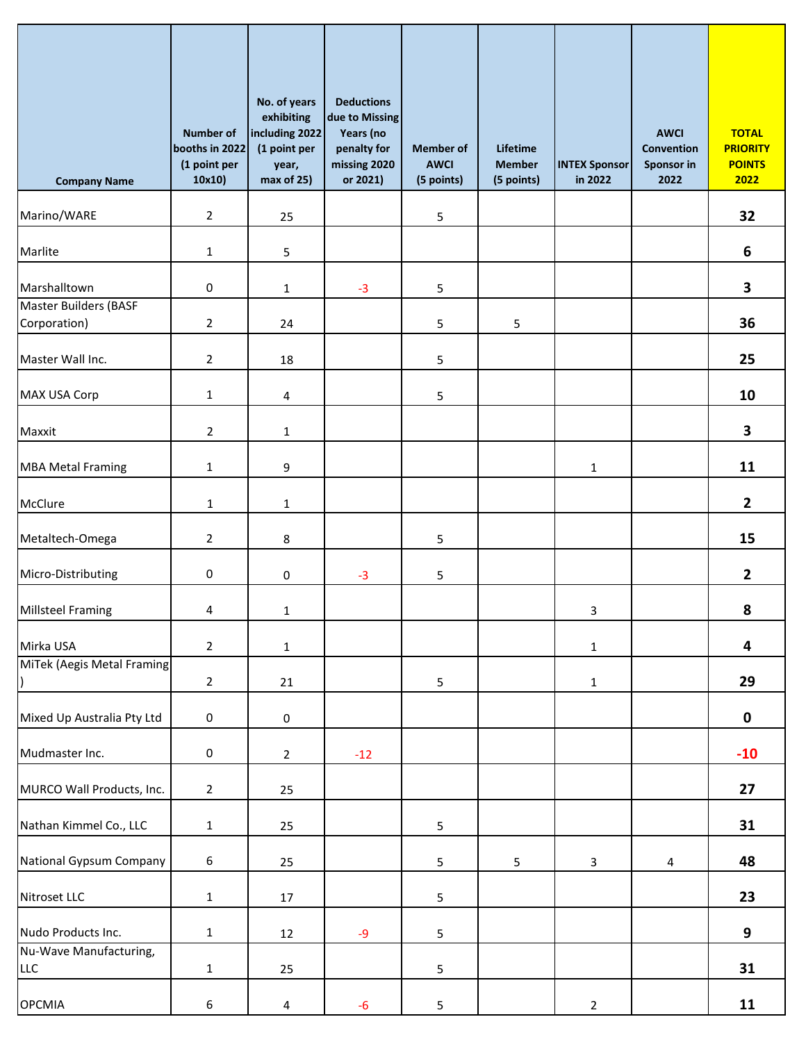| Company Name | Number of booths in 2022 (1 point per 10x10) | No. of years exhibiting including 2022 (1 point per year, max of 25) | Deductions due to Missing Years (no penalty for missing 2020 or 2021) | Member of AWCI (5 points) | Lifetime Member (5 points) | INTEX Sponsor in 2022 | AWCI Convention Sponsor in 2022 | TOTAL PRIORITY POINTS 2022 |
|---|---|---|---|---|---|---|---|---|
| Marino/WARE | 2 | 25 | | 5 | | | | 32 |
| Marlite | 1 | 5 | | | | | | 6 |
| Marshalltown | 0 | 1 | -3 | 5 | | | | 3 |
| Master Builders (BASF Corporation) | 2 | 24 | | 5 | 5 | | | 36 |
| Master Wall Inc. | 2 | 18 | | 5 | | | | 25 |
| MAX USA Corp | 1 | 4 | | 5 | | | | 10 |
| Maxxit | 2 | 1 | | | | | | 3 |
| MBA Metal Framing | 1 | 9 | | | | 1 | | 11 |
| McClure | 1 | 1 | | | | | | 2 |
| Metaltech-Omega | 2 | 8 | | 5 | | | | 15 |
| Micro-Distributing | 0 | 0 | -3 | 5 | | | | 2 |
| Millsteel Framing | 4 | 1 | | | | 3 | | 8 |
| Mirka USA | 2 | 1 | | | | 1 | | 4 |
| MiTek (Aegis Metal Framing ) | 2 | 21 | | 5 | | 1 | | 29 |
| Mixed Up Australia Pty Ltd | 0 | 0 | | | | | | 0 |
| Mudmaster Inc. | 0 | 2 | -12 | | | | | -10 |
| MURCO Wall Products, Inc. | 2 | 25 | | | | | | 27 |
| Nathan Kimmel Co., LLC | 1 | 25 | | 5 | | | | 31 |
| National Gypsum Company | 6 | 25 | | 5 | 5 | 3 | 4 | 48 |
| Nitroset LLC | 1 | 17 | | 5 | | | | 23 |
| Nudo Products Inc. | 1 | 12 | -9 | 5 | | | | 9 |
| Nu-Wave Manufacturing, LLC | 1 | 25 | | 5 | | | | 31 |
| OPCMIA | 6 | 4 | -6 | 5 | | 2 | | 11 |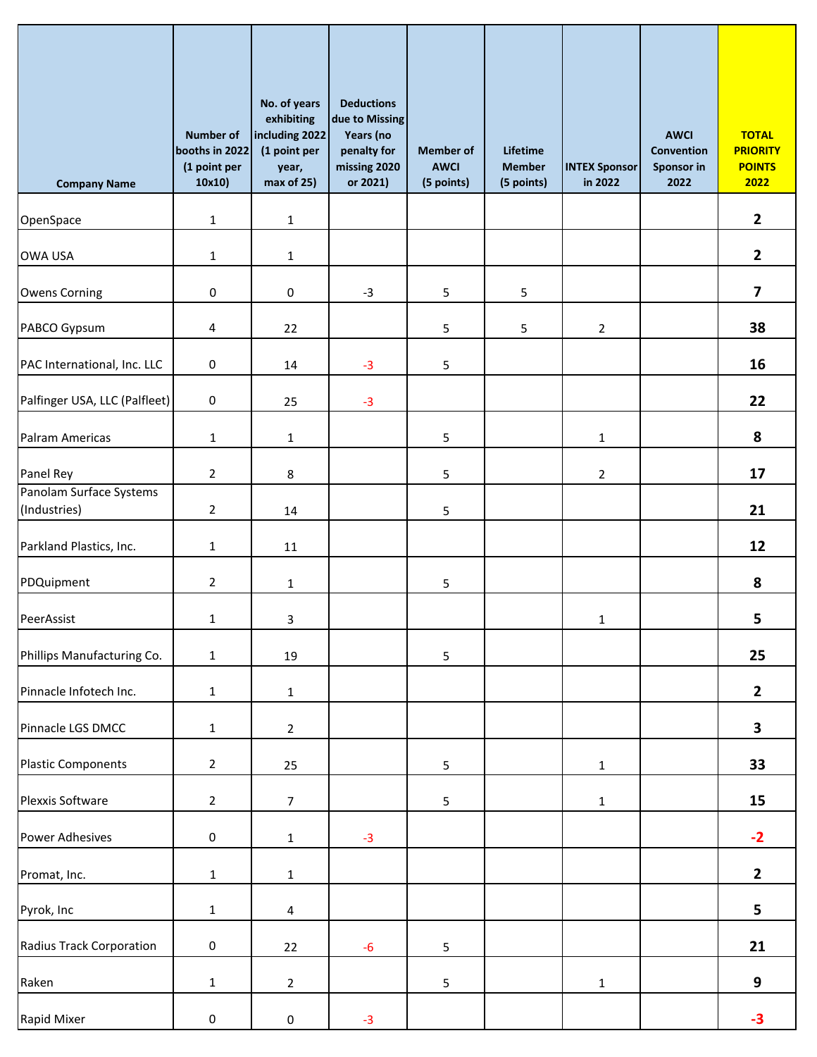| Company Name | Number of booths in 2022 (1 point per 10x10) | No. of years exhibiting including 2022 (1 point per year, max of 25) | Deductions due to Missing Years (no penalty for missing 2020 or 2021) | Member of AWCI (5 points) | Lifetime Member (5 points) | INTEX Sponsor in 2022 | AWCI Convention Sponsor in 2022 | TOTAL PRIORITY POINTS 2022 |
|---|---|---|---|---|---|---|---|---|
| OpenSpace | 1 | 1 | | | | | | **2** |
| OWA USA | 1 | 1 | | | | | | **2** |
| Owens Corning | 0 | 0 | -3 | 5 | 5 | | | **7** |
| PABCO Gypsum | 4 | 22 | | 5 | 5 | 2 | | **38** |
| PAC International, Inc. LLC | 0 | 14 | -3 | 5 | | | | **16** |
| Palfinger USA, LLC (Palfleet) | 0 | 25 | -3 | | | | | **22** |
| Palram Americas | 1 | 1 | | 5 | | 1 | | **8** |
| Panel Rey | 2 | 8 | | 5 | | 2 | | **17** |
| Panolam Surface Systems (Industries) | 2 | 14 | | 5 | | | | **21** |
| Parkland Plastics, Inc. | 1 | 11 | | | | | | **12** |
| PDQuipment | 2 | 1 | | 5 | | | | **8** |
| PeerAssist | 1 | 3 | | | | 1 | | **5** |
| Phillips Manufacturing Co. | 1 | 19 | | 5 | | | | **25** |
| Pinnacle Infotech Inc. | 1 | 1 | | | | | | **2** |
| Pinnacle LGS DMCC | 1 | 2 | | | | | | **3** |
| Plastic Components | 2 | 25 | | 5 | | 1 | | **33** |
| Plexxis Software | 2 | 7 | | 5 | | 1 | | **15** |
| Power Adhesives | 0 | 1 | -3 | | | | | **-2** |
| Promat, Inc. | 1 | 1 | | | | | | **2** |
| Pyrok, Inc | 1 | 4 | | | | | | **5** |
| Radius Track Corporation | 0 | 22 | -6 | 5 | | | | **21** |
| Raken | 1 | 2 | | 5 | | 1 | | **9** |
| Rapid Mixer | 0 | 0 | -3 | | | | | **-3** |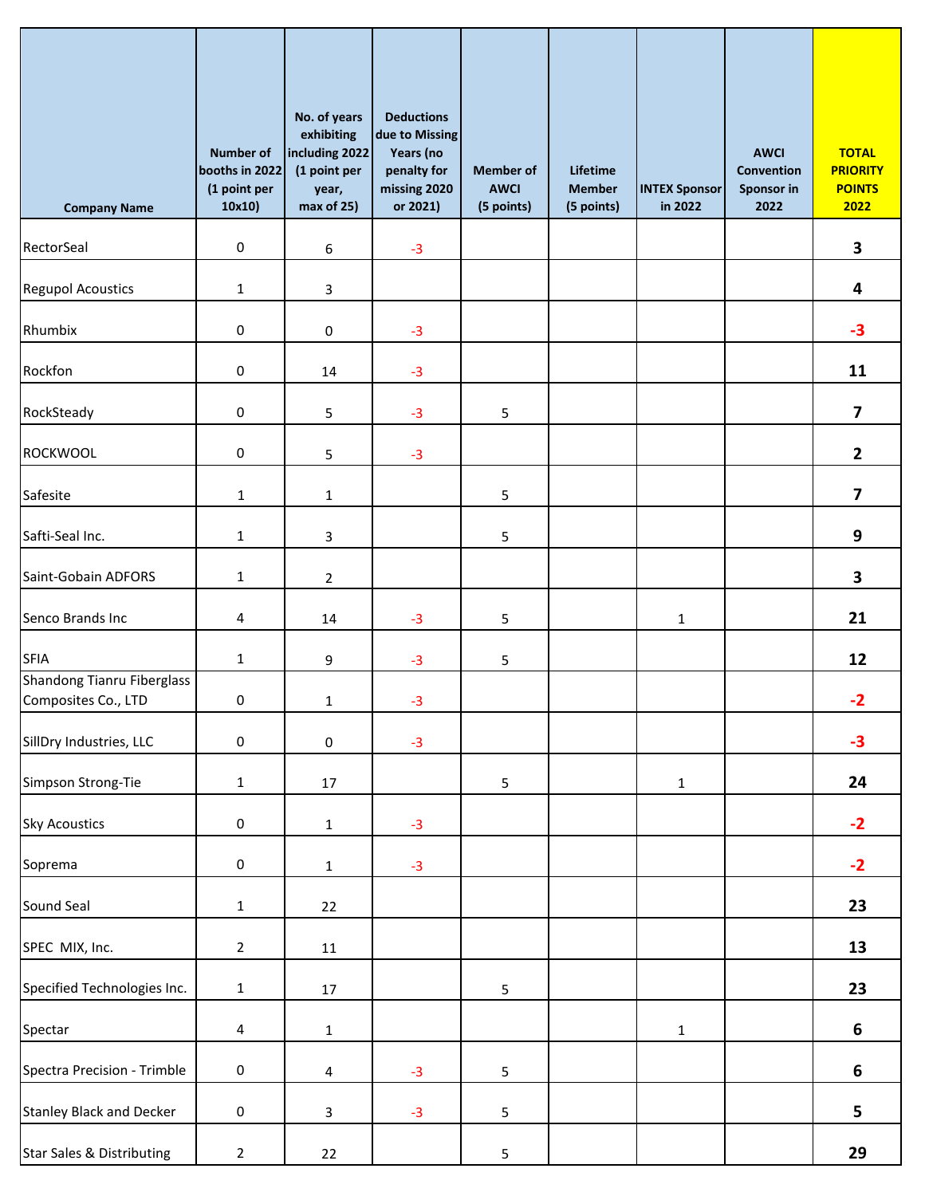| Company Name | Number of booths in 2022 (1 point per 10x10) | No. of years exhibiting including 2022 (1 point per year, max of 25) | Deductions due to Missing Years (no penalty for missing 2020 or 2021) | Member of AWCI (5 points) | Lifetime Member (5 points) | INTEX Sponsor in 2022 | AWCI Convention Sponsor in 2022 | TOTAL PRIORITY POINTS 2022 |
|---|---|---|---|---|---|---|---|---|
| RectorSeal | 0 | 6 | -3 | | | | | **3** |
| Regupol Acoustics | 1 | 3 | | | | | | **4** |
| Rhumbix | 0 | 0 | -3 | | | | | **-3** |
| Rockfon | 0 | 14 | -3 | | | | | **11** |
| RockSteady | 0 | 5 | -3 | 5 | | | | **7** |
| ROCKWOOL | 0 | 5 | -3 | | | | | **2** |
| Safesite | 1 | 1 | | 5 | | | | **7** |
| Safti-Seal Inc. | 1 | 3 | | 5 | | | | **9** |
| Saint-Gobain ADFORS | 1 | 2 | | | | | | **3** |
| Senco Brands Inc | 4 | 14 | -3 | 5 | | 1 | | **21** |
| SFIA | 1 | 9 | -3 | 5 | | | | **12** |
| Shandong Tianru Fiberglass Composites Co., LTD | 0 | 1 | -3 | | | | | **-2** |
| SillDry Industries, LLC | 0 | 0 | -3 | | | | | **-3** |
| Simpson Strong-Tie | 1 | 17 | | 5 | | 1 | | **24** |
| Sky Acoustics | 0 | 1 | -3 | | | | | **-2** |
| Soprema | 0 | 1 | -3 | | | | | **-2** |
| Sound Seal | 1 | 22 | | | | | | **23** |
| SPEC MIX, Inc. | 2 | 11 | | | | | | **13** |
| Specified Technologies Inc. | 1 | 17 | | 5 | | | | **23** |
| Spectar | 4 | 1 | | | | 1 | | **6** |
| Spectra Precision - Trimble | 0 | 4 | -3 | 5 | | | | **6** |
| Stanley Black and Decker | 0 | 3 | -3 | 5 | | | | **5** |
| Star Sales & Distributing | 2 | 22 | | 5 | | | | **29** |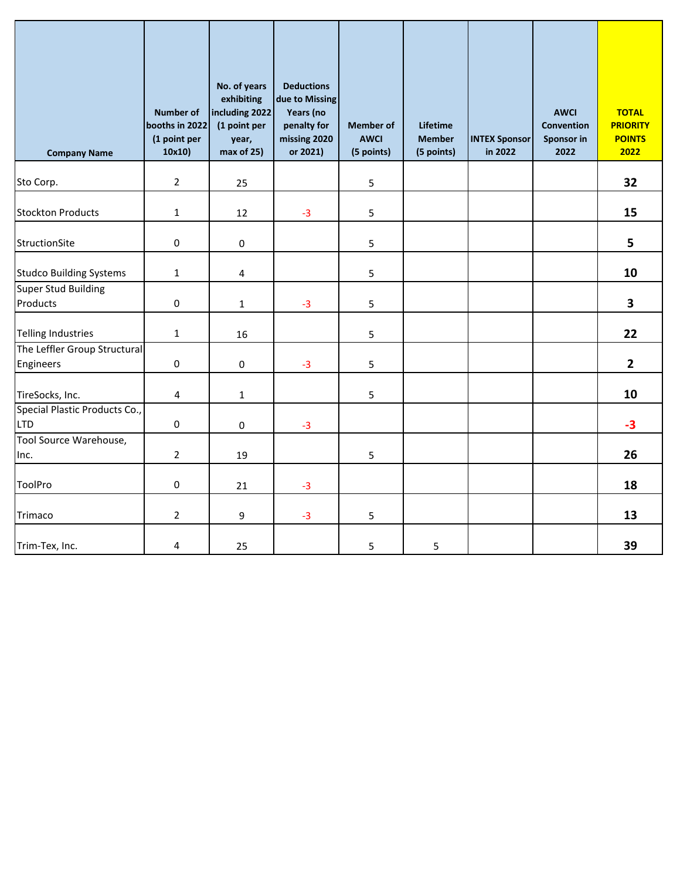| Company Name | Number of booths in 2022 (1 point per 10x10) | No. of years exhibiting including 2022 (1 point per year, max of 25) | Deductions due to Missing Years (no penalty for missing 2020 or 2021) | Member of AWCI (5 points) | Lifetime Member (5 points) | INTEX Sponsor in 2022 | AWCI Convention Sponsor in 2022 | TOTAL PRIORITY POINTS 2022 |
|---|---|---|---|---|---|---|---|---|
| Sto Corp. | 2 | 25 | | 5 | | | | **32** |
| Stockton Products | 1 | 12 | -3 | 5 | | | | **15** |
| StructionSite | 0 | 0 | | 5 | | | | **5** |
| Studco Building Systems | 1 | 4 | | 5 | | | | **10** |
| Super Stud Building Products | 0 | 1 | -3 | 5 | | | | **3** |
| Telling Industries | 1 | 16 | | 5 | | | | **22** |
| The Leffler Group Structural Engineers | 0 | 0 | -3 | 5 | | | | **2** |
| TireSocks, Inc. | 4 | 1 | | 5 | | | | **10** |
| Special Plastic Products Co., LTD | 0 | 0 | -3 | | | | | **-3** |
| Tool Source Warehouse, Inc. | 2 | 19 | | 5 | | | | **26** |
| ToolPro | 0 | 21 | -3 | | | | | **18** |
| Trimaco | 2 | 9 | -3 | 5 | | | | **13** |
| Trim-Tex, Inc. | 4 | 25 | | 5 | 5 | | | **39** |